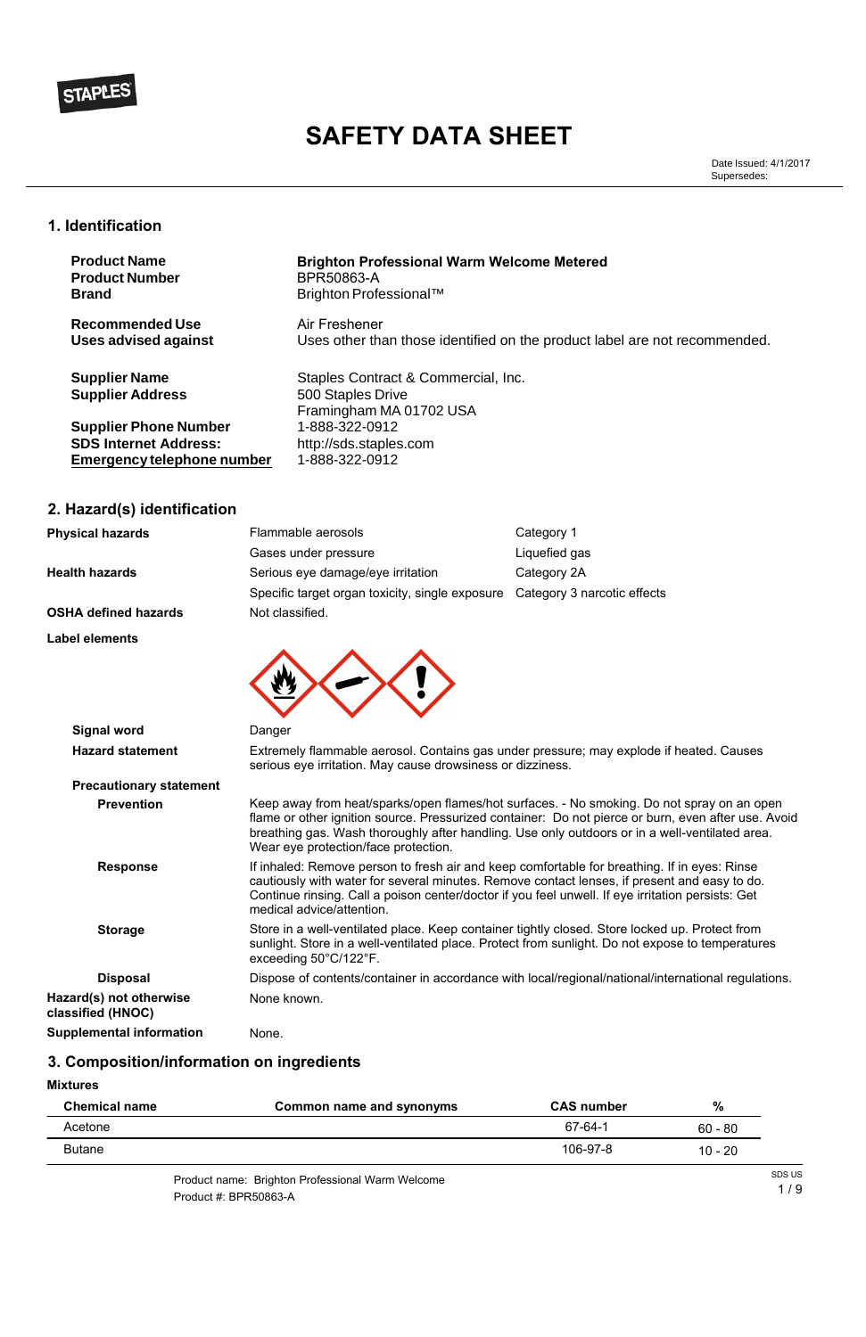# SAFETY DATA SHEET

Date Issued: 4/1/2017
Supersedes:

## 1. Identification

| | |
|---|---|
| **Product Name** | **Brighton Professional Warm Welcome Metered** |
| **Product Number** | BPR50863-A |
| **Brand** | Brighton Professional™ |
| **Recommended Use** | Air Freshener |
| **Uses advised against** | Uses other than those identified on the product label are not recommended. |
| **Supplier Name** | Staples Contract & Commercial, Inc. |
| **Supplier Address** | 500 Staples Drive<br>Framingham MA 01702 USA |
| **Supplier Phone Number** | 1-888-322-0912 |
| **SDS Internet Address:** | http://sds.staples.com |
| **Emergency telephone number** | 1-888-322-0912 |

## 2. Hazard(s) identification

| | | |
|---|---|---|
| **Physical hazards** | Flammable aerosols | Category 1 |
| | Gases under pressure | Liquefied gas |
| **Health hazards** | Serious eye damage/eye irritation | Category 2A |
| | Specific target organ toxicity, single exposure | Category 3 narcotic effects |
| **OSHA defined hazards** | Not classified. | |

**Label elements**

**Signal word**: Danger

**Hazard statement**: Extremely flammable aerosol. Contains gas under pressure; may explode if heated. Causes serious eye irritation. May cause drowsiness or dizziness.

**Precautionary statement**

**Prevention**: Keep away from heat/sparks/open flames/hot surfaces. - No smoking. Do not spray on an open flame or other ignition source. Pressurized container: Do not pierce or burn, even after use. Avoid breathing gas. Wash thoroughly after handling. Use only outdoors or in a well-ventilated area. Wear eye protection/face protection.

**Response**: If inhaled: Remove person to fresh air and keep comfortable for breathing. If in eyes: Rinse cautiously with water for several minutes. Remove contact lenses, if present and easy to do. Continue rinsing. Call a poison center/doctor if you feel unwell. If eye irritation persists: Get medical advice/attention.

**Storage**: Store in a well-ventilated place. Keep container tightly closed. Store locked up. Protect from sunlight. Store in a well-ventilated place. Protect from sunlight. Do not expose to temperatures exceeding 50°C/122°F.

**Disposal**: Dispose of contents/container in accordance with local/regional/national/international regulations.

**Hazard(s) not otherwise classified (HNOC)**: None known.

**Supplemental information**: None.

## 3. Composition/information on ingredients

**Mixtures**

| Chemical name | Common name and synonyms | CAS number | % |
|---|---|---|---|
| Acetone | | 67-64-1 | 60 - 80 |
| Butane | | 106-97-8 | 10 - 20 |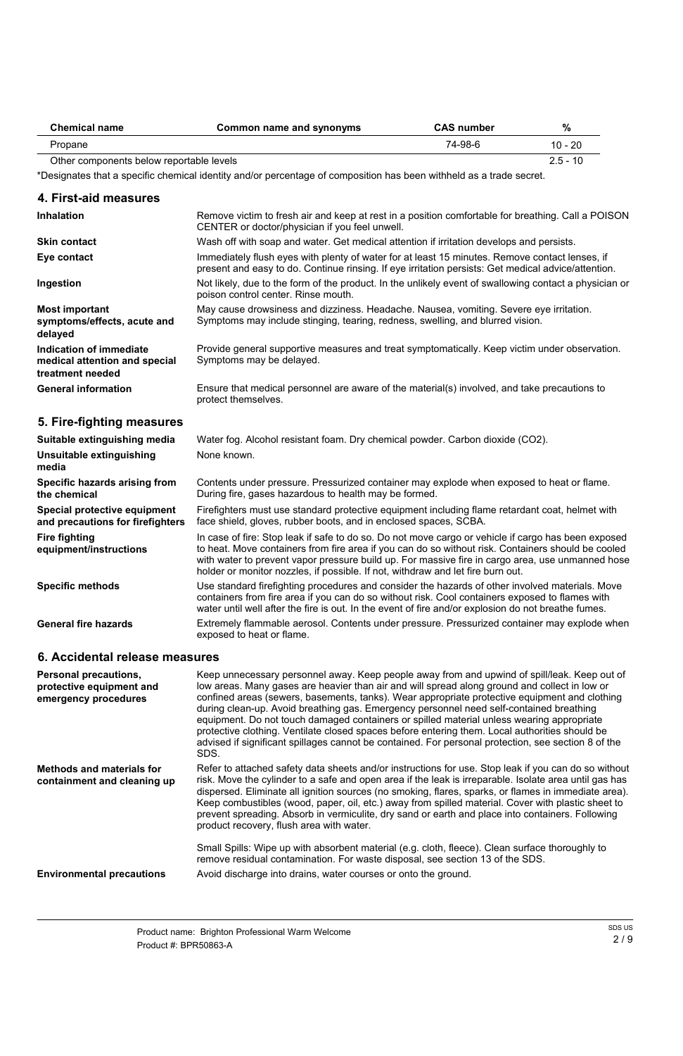| Chemical name | Common name and synonyms | CAS number | % |
|---|---|---|---|
| Propane | | 74-98-6 | 10 - 20 |
| Other components below reportable levels | | | 2.5 - 10 |

*Designates that a specific chemical identity and/or percentage of composition has been withheld as a trade secret.

## 4. First-aid measures

| | |
|---|---|
| **Inhalation** | Remove victim to fresh air and keep at rest in a position comfortable for breathing. Call a POISON CENTER or doctor/physician if you feel unwell. |
| **Skin contact** | Wash off with soap and water. Get medical attention if irritation develops and persists. |
| **Eye contact** | Immediately flush eyes with plenty of water for at least 15 minutes. Remove contact lenses, if present and easy to do. Continue rinsing. If eye irritation persists: Get medical advice/attention. |
| **Ingestion** | Not likely, due to the form of the product. In the unlikely event of swallowing contact a physician or poison control center. Rinse mouth. |
| **Most important symptoms/effects, acute and delayed** | May cause drowsiness and dizziness. Headache. Nausea, vomiting. Severe eye irritation. Symptoms may include stinging, tearing, redness, swelling, and blurred vision. |
| **Indication of immediate medical attention and special treatment needed** | Provide general supportive measures and treat symptomatically. Keep victim under observation. Symptoms may be delayed. |
| **General information** | Ensure that medical personnel are aware of the material(s) involved, and take precautions to protect themselves. |

## 5. Fire-fighting measures

| | |
|---|---|
| **Suitable extinguishing media** | Water fog. Alcohol resistant foam. Dry chemical powder. Carbon dioxide ($CO_2$). |
| **Unsuitable extinguishing media** | None known. |
| **Specific hazards arising from the chemical** | Contents under pressure. Pressurized container may explode when exposed to heat or flame. During fire, gases hazardous to health may be formed. |
| **Special protective equipment and precautions for firefighters** | Firefighters must use standard protective equipment including flame retardant coat, helmet with face shield, gloves, rubber boots, and in enclosed spaces, SCBA. |
| **Fire fighting equipment/instructions** | In case of fire: Stop leak if safe to do so. Do not move cargo or vehicle if cargo has been exposed to heat. Move containers from fire area if you can do so without risk. Containers should be cooled with water to prevent vapor pressure build up. For massive fire in cargo area, use unmanned hose holder or monitor nozzles, if possible. If not, withdraw and let fire burn out. |
| **Specific methods** | Use standard firefighting procedures and consider the hazards of other involved materials. Move containers from fire area if you can do so without risk. Cool containers exposed to flames with water until well after the fire is out. In the event of fire and/or explosion do not breathe fumes. |
| **General fire hazards** | Extremely flammable aerosol. Contents under pressure. Pressurized container may explode when exposed to heat or flame. |

## 6. Accidental release measures

| | |
|---|---|
| **Personal precautions, protective equipment and emergency procedures** | Keep unnecessary personnel away. Keep people away from and upwind of spill/leak. Keep out of low areas. Many gases are heavier than air and will spread along ground and collect in low or confined areas (sewers, basements, tanks). Wear appropriate protective equipment and clothing during clean-up. Avoid breathing gas. Emergency personnel need self-contained breathing equipment. Do not touch damaged containers or spilled material unless wearing appropriate protective clothing. Ventilate closed spaces before entering them. Local authorities should be advised if significant spillages cannot be contained. For personal protection, see section 8 of the SDS. |
| **Methods and materials for containment and cleaning up** | Refer to attached safety data sheets and/or instructions for use. Stop leak if you can do so without risk. Move the cylinder to a safe and open area if the leak is irreparable. Isolate area until gas has dispersed. Eliminate all ignition sources (no smoking, flares, sparks, or flames in immediate area). Keep combustibles (wood, paper, oil, etc.) away from spilled material. Cover with plastic sheet to prevent spreading. Absorb in vermiculite, dry sand or earth and place into containers. Following product recovery, flush area with water.<br><br>Small Spills: Wipe up with absorbent material (e.g. cloth, fleece). Clean surface thoroughly to remove residual contamination. For waste disposal, see section 13 of the SDS. |
| **Environmental precautions** | Avoid discharge into drains, water courses or onto the ground. |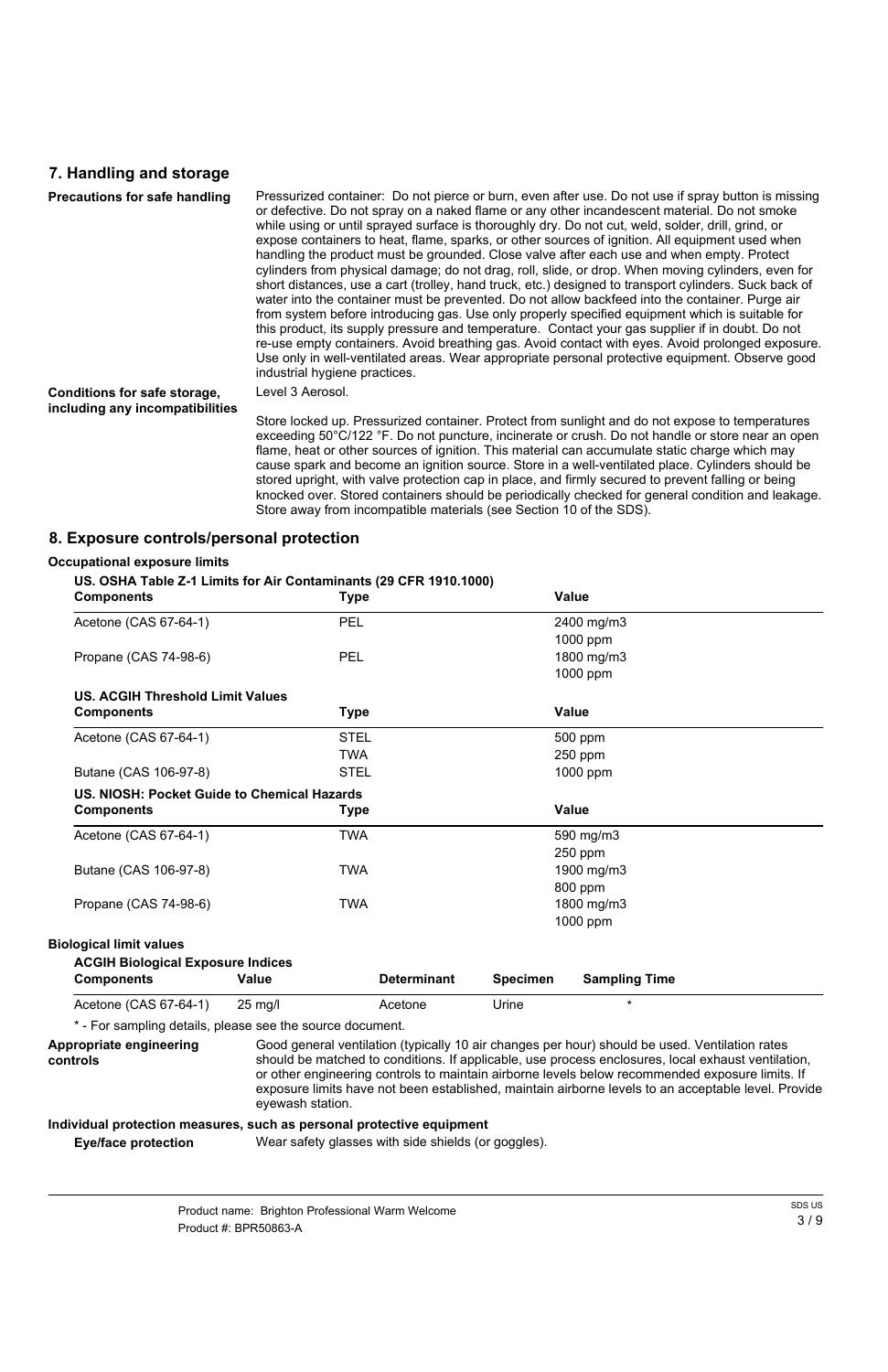## 7. Handling and storage

**Precautions for safe handling**

Pressurized container: Do not pierce or burn, even after use. Do not use if spray button is missing or defective. Do not spray on a naked flame or any other incandescent material. Do not smoke while using or until sprayed surface is thoroughly dry. Do not cut, weld, solder, drill, grind, or expose containers to heat, flame, sparks, or other sources of ignition. All equipment used when handling the product must be grounded. Close valve after each use and when empty. Protect cylinders from physical damage; do not drag, roll, slide, or drop. When moving cylinders, even for short distances, use a cart (trolley, hand truck, etc.) designed to transport cylinders. Suck back of water into the container must be prevented. Do not allow backfeed into the container. Purge air from system before introducing gas. Use only properly specified equipment which is suitable for this product, its supply pressure and temperature. Contact your gas supplier if in doubt. Do not re-use empty containers. Avoid breathing gas. Avoid contact with eyes. Avoid prolonged exposure. Use only in well-ventilated areas. Wear appropriate personal protective equipment. Observe good industrial hygiene practices.

**Conditions for safe storage, including any incompatibilities**

Level 3 Aerosol.

Store locked up. Pressurized container. Protect from sunlight and do not expose to temperatures exceeding 50°C/122 °F. Do not puncture, incinerate or crush. Do not handle or store near an open flame, heat or other sources of ignition. This material can accumulate static charge which may cause spark and become an ignition source. Store in a well-ventilated place. Cylinders should be stored upright, with valve protection cap in place, and firmly secured to prevent falling or being knocked over. Stored containers should be periodically checked for general condition and leakage. Store away from incompatible materials (see Section 10 of the SDS).

## 8. Exposure controls/personal protection

**Occupational exposure limits**

**US. OSHA Table Z-1 Limits for Air Contaminants (29 CFR 1910.1000)**

| Components | Type | Value |
|---|---|---|
| Acetone (CAS 67-64-1) | PEL | 2400 mg/m3 |
| | | 1000 ppm |
| Propane (CAS 74-98-6) | PEL | 1800 mg/m3 |
| | | 1000 ppm |

**US. ACGIH Threshold Limit Values**

| Components | Type | Value |
|---|---|---|
| Acetone (CAS 67-64-1) | STEL | 500 ppm |
| | TWA | 250 ppm |
| Butane (CAS 106-97-8) | STEL | 1000 ppm |

**US. NIOSH: Pocket Guide to Chemical Hazards**

| Components | Type | Value |
|---|---|---|
| Acetone (CAS 67-64-1) | TWA | 590 mg/m3 |
| | | 250 ppm |
| Butane (CAS 106-97-8) | TWA | 1900 mg/m3 |
| | | 800 ppm |
| Propane (CAS 74-98-6) | TWA | 1800 mg/m3 |
| | | 1000 ppm |

**Biological limit values**

**ACGIH Biological Exposure Indices**

| Components | Value | Determinant | Specimen | Sampling Time |
|---|---|---|---|---|
| Acetone (CAS 67-64-1) | 25 mg/l | Acetone | Urine | * |

* - For sampling details, please see the source document.

**Appropriate engineering controls**

Good general ventilation (typically 10 air changes per hour) should be used. Ventilation rates should be matched to conditions. If applicable, use process enclosures, local exhaust ventilation, or other engineering controls to maintain airborne levels below recommended exposure limits. If exposure limits have not been established, maintain airborne levels to an acceptable level. Provide eyewash station.

**Individual protection measures, such as personal protective equipment**

**Eye/face protection**

Wear safety glasses with side shields (or goggles).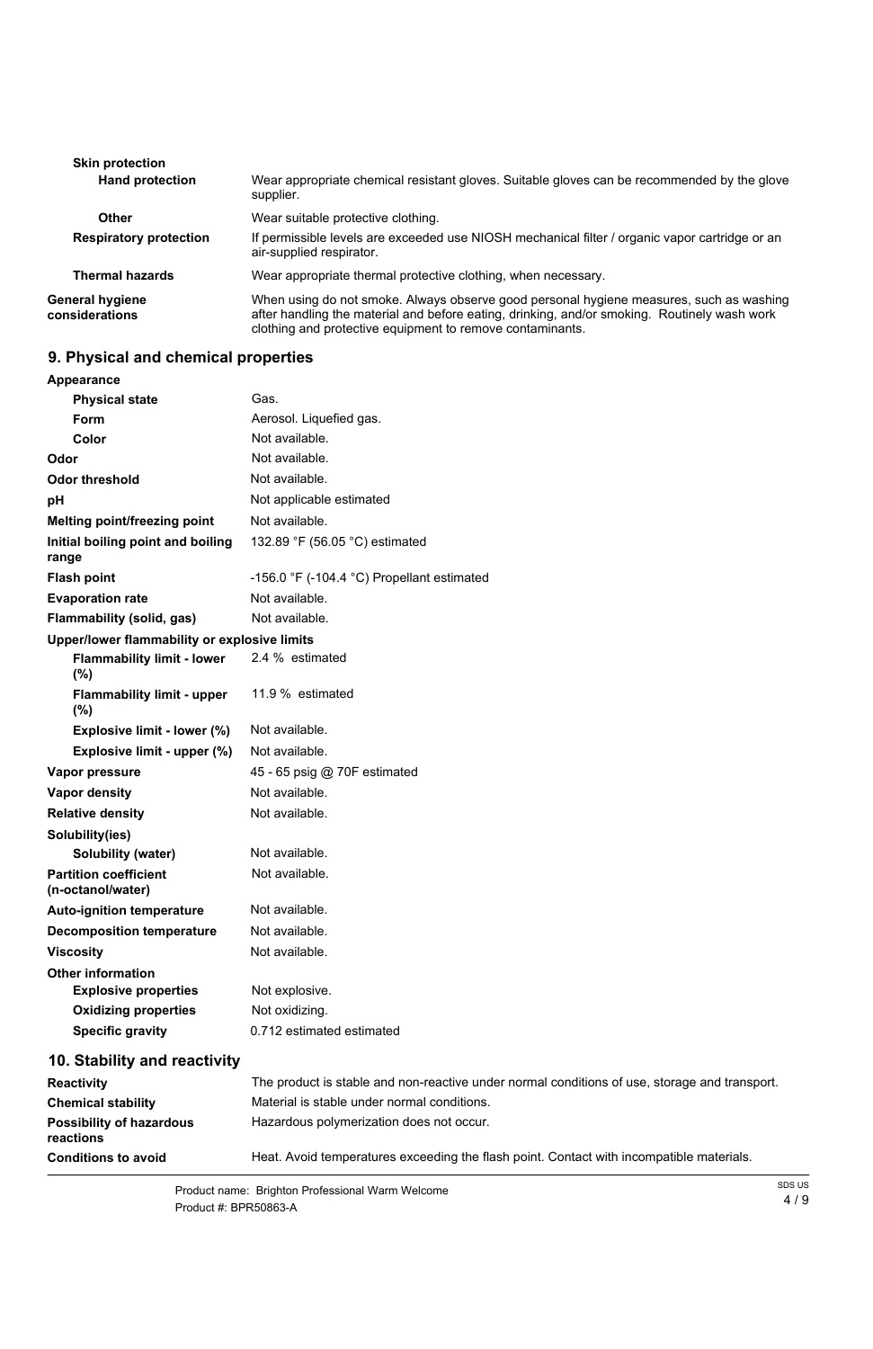**Skin protection**

| | |
|---|---|
| **Hand protection** | Wear appropriate chemical resistant gloves. Suitable gloves can be recommended by the glove supplier. |
| **Other** | Wear suitable protective clothing. |
| **Respiratory protection** | If permissible levels are exceeded use NIOSH mechanical filter / organic vapor cartridge or an air-supplied respirator. |
| **Thermal hazards** | Wear appropriate thermal protective clothing, when necessary. |
| **General hygiene considerations** | When using do not smoke. Always observe good personal hygiene measures, such as washing after handling the material and before eating, drinking, and/or smoking. Routinely wash work clothing and protective equipment to remove contaminants. |

## 9. Physical and chemical properties

| | |
|---|---|
| **Appearance** | |
| **Physical state** | Gas. |
| **Form** | Aerosol. Liquefied gas. |
| **Color** | Not available. |
| **Odor** | Not available. |
| **Odor threshold** | Not available. |
| **pH** | Not applicable estimated |
| **Melting point/freezing point** | Not available. |
| **Initial boiling point and boiling range** | 132.89 °F (56.05 °C) estimated |
| **Flash point** | -156.0 °F (-104.4 °C) Propellant estimated |
| **Evaporation rate** | Not available. |
| **Flammability (solid, gas)** | Not available. |
| **Upper/lower flammability or explosive limits** | |
| **Flammability limit - lower (%)** | 2.4 % estimated |
| **Flammability limit - upper (%)** | 11.9 % estimated |
| **Explosive limit - lower (%)** | Not available. |
| **Explosive limit - upper (%)** | Not available. |
| **Vapor pressure** | 45 - 65 psig @ 70F estimated |
| **Vapor density** | Not available. |
| **Relative density** | Not available. |
| **Solubility(ies)** | |
| **Solubility (water)** | Not available. |
| **Partition coefficient (n-octanol/water)** | Not available. |
| **Auto-ignition temperature** | Not available. |
| **Decomposition temperature** | Not available. |
| **Viscosity** | Not available. |
| **Other information** | |
| **Explosive properties** | Not explosive. |
| **Oxidizing properties** | Not oxidizing. |
| **Specific gravity** | 0.712 estimated estimated |

## 10. Stability and reactivity

| | |
|---|---|
| **Reactivity** | The product is stable and non-reactive under normal conditions of use, storage and transport. |
| **Chemical stability** | Material is stable under normal conditions. |
| **Possibility of hazardous reactions** | Hazardous polymerization does not occur. |
| **Conditions to avoid** | Heat. Avoid temperatures exceeding the flash point. Contact with incompatible materials. |

Product name: Brighton Professional Warm Welcome
Product #: BPR50863-A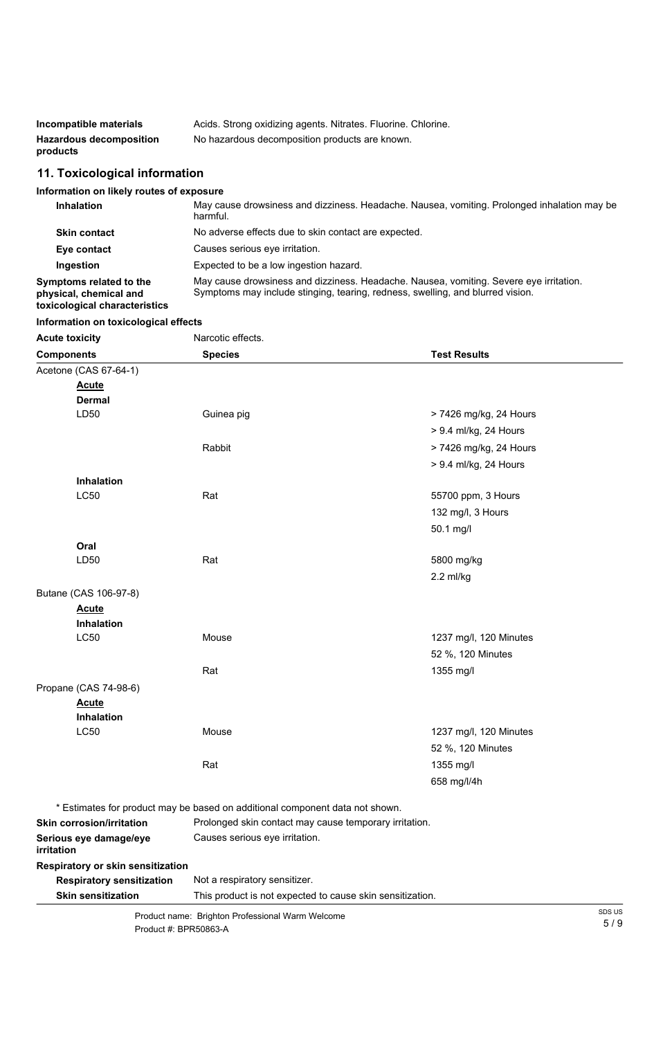| | |
|---|---|
| **Incompatible materials** | Acids. Strong oxidizing agents. Nitrates. Fluorine. Chlorine. |
| **Hazardous decomposition products** | No hazardous decomposition products are known. |

## 11. Toxicological information

**Information on likely routes of exposure**

| | |
|---|---|
| **Inhalation** | May cause drowsiness and dizziness. Headache. Nausea, vomiting. Prolonged inhalation may be harmful. |
| **Skin contact** | No adverse effects due to skin contact are expected. |
| **Eye contact** | Causes serious eye irritation. |
| **Ingestion** | Expected to be a low ingestion hazard. |
| **Symptoms related to the physical, chemical and toxicological characteristics** | May cause drowsiness and dizziness. Headache. Nausea, vomiting. Severe eye irritation. Symptoms may include stinging, tearing, redness, swelling, and blurred vision. |

**Information on toxicological effects**

**Acute toxicity** Narcotic effects.

| Components | Species | Test Results |
|---|---|---|
| Acetone (CAS 67-64-1) | | |
| **Acute** | | |
| **Dermal** | | |
| LD50 | Guinea pig | > 7426 mg/kg, 24 Hours |
| | | > 9.4 ml/kg, 24 Hours |
| | Rabbit | > 7426 mg/kg, 24 Hours |
| | | > 9.4 ml/kg, 24 Hours |
| **Inhalation** | | |
| LC50 | Rat | 55700 ppm, 3 Hours |
| | | 132 mg/l, 3 Hours |
| | | 50.1 mg/l |
| **Oral** | | |
| LD50 | Rat | 5800 mg/kg |
| | | 2.2 ml/kg |
| Butane (CAS 106-97-8) | | |
| **Acute** | | |
| **Inhalation** | | |
| LC50 | Mouse | 1237 mg/l, 120 Minutes |
| | | 52 %, 120 Minutes |
| | Rat | 1355 mg/l |
| Propane (CAS 74-98-6) | | |
| **Acute** | | |
| **Inhalation** | | |
| LC50 | Mouse | 1237 mg/l, 120 Minutes |
| | | 52 %, 120 Minutes |
| | Rat | 1355 mg/l |
| | | 658 mg/l/4h |

\* Estimates for product may be based on additional component data not shown.

| | |
|---|---|
| **Skin corrosion/irritation** | Prolonged skin contact may cause temporary irritation. |
| **Serious eye damage/eye irritation** | Causes serious eye irritation. |

**Respiratory or skin sensitization**

| | |
|---|---|
| **Respiratory sensitization** | Not a respiratory sensitizer. |
| **Skin sensitization** | This product is not expected to cause skin sensitization. |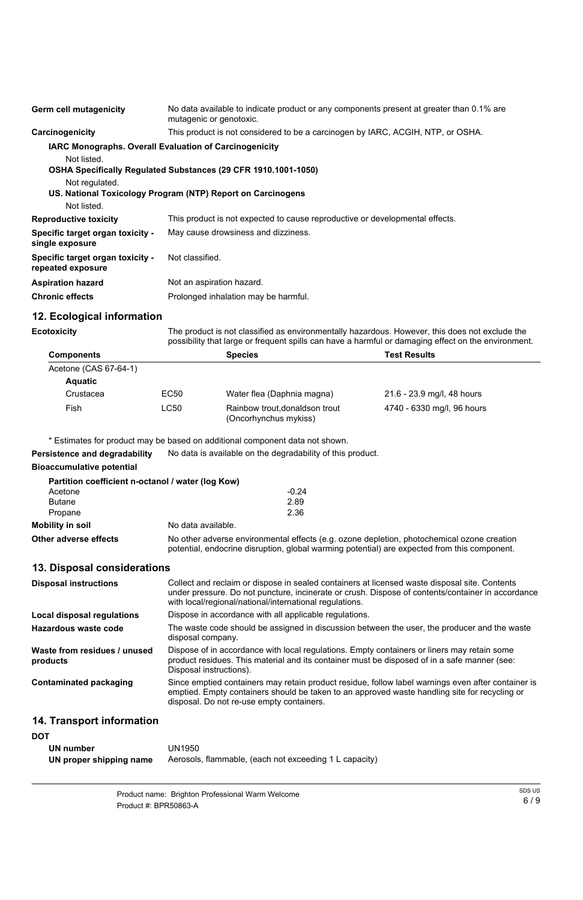| | |
|---|---|
| **Germ cell mutagenicity** | No data available to indicate product or any components present at greater than 0.1% are mutagenic or genotoxic. |
| **Carcinogenicity** | This product is not considered to be a carcinogen by IARC, ACGIH, NTP, or OSHA. |

**IARC Monographs. Overall Evaluation of Carcinogenicity**

Not listed.

**OSHA Specifically Regulated Substances (29 CFR 1910.1001-1050)**

Not regulated.

**US. National Toxicology Program (NTP) Report on Carcinogens**

Not listed.

| | |
|---|---|
| **Reproductive toxicity** | This product is not expected to cause reproductive or developmental effects. |
| **Specific target organ toxicity - single exposure** | May cause drowsiness and dizziness. |
| **Specific target organ toxicity - repeated exposure** | Not classified. |
| **Aspiration hazard** | Not an aspiration hazard. |
| **Chronic effects** | Prolonged inhalation may be harmful. |

## 12. Ecological information

**Ecotoxicity** The product is not classified as environmentally hazardous. However, this does not exclude the possibility that large or frequent spills can have a harmful or damaging effect on the environment.

| Components | | Species | Test Results |
|---|---|---|---|
| Acetone (CAS 67-64-1) | | | |
| **Aquatic** | | | |
| Crustacea | EC50 | Water flea (Daphnia magna) | 21.6 - 23.9 mg/l, 48 hours |
| Fish | LC50 | Rainbow trout,donaldson trout (Oncorhynchus mykiss) | 4740 - 6330 mg/l, 96 hours |

* Estimates for product may be based on additional component data not shown.

**Persistence and degradability** No data is available on the degradability of this product.

**Bioaccumulative potential**

**Partition coefficient n-octanol / water (log Kow)**

| | |
|---|---|
| Acetone | -0.24 |
| Butane | 2.89 |
| Propane | 2.36 |

| | |
|---|---|
| **Mobility in soil** | No data available. |
| **Other adverse effects** | No other adverse environmental effects (e.g. ozone depletion, photochemical ozone creation potential, endocrine disruption, global warming potential) are expected from this component. |

## 13. Disposal considerations

| | |
|---|---|
| **Disposal instructions** | Collect and reclaim or dispose in sealed containers at licensed waste disposal site. Contents under pressure. Do not puncture, incinerate or crush. Dispose of contents/container in accordance with local/regional/national/international regulations. |
| **Local disposal regulations** | Dispose in accordance with all applicable regulations. |
| **Hazardous waste code** | The waste code should be assigned in discussion between the user, the producer and the waste disposal company. |
| **Waste from residues / unused products** | Dispose of in accordance with local regulations. Empty containers or liners may retain some product residues. This material and its container must be disposed of in a safe manner (see: Disposal instructions). |
| **Contaminated packaging** | Since emptied containers may retain product residue, follow label warnings even after container is emptied. Empty containers should be taken to an approved waste handling site for recycling or disposal. Do not re-use empty containers. |

## 14. Transport information

**DOT**

| | |
|---|---|
| **UN number** | UN1950 |
| **UN proper shipping name** | Aerosols, flammable, (each not exceeding 1 L capacity) |

Product name: Brighton Professional Warm Welcome
Product #: BPR50863-A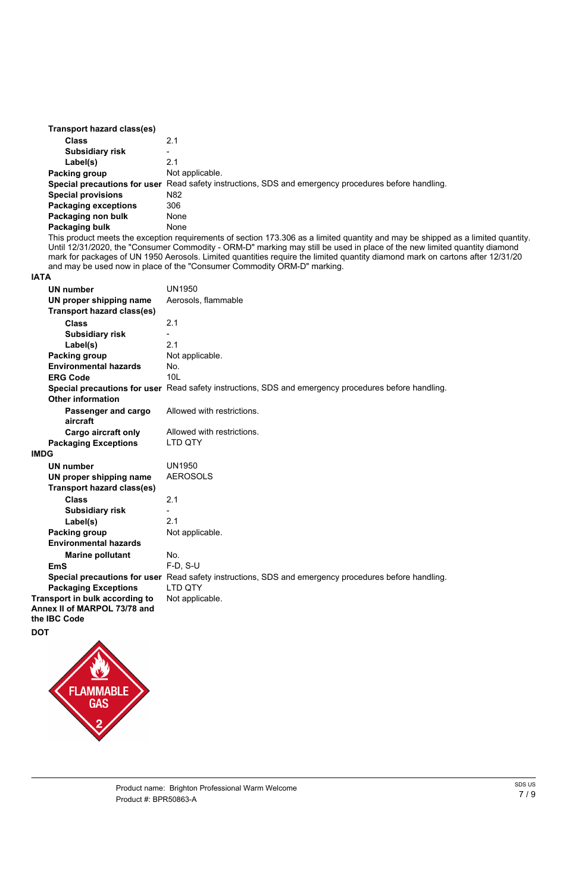**Transport hazard class(es)**

| | |
|---|---|
| **Class** | 2.1 |
| **Subsidiary risk** | - |
| **Label(s)** | 2.1 |
| **Packing group** | Not applicable. |
| **Special precautions for user** | Read safety instructions, SDS and emergency procedures before handling. |
| **Special provisions** | N82 |
| **Packaging exceptions** | 306 |
| **Packaging non bulk** | None |
| **Packaging bulk** | None |

This product meets the exception requirements of section 173.306 as a limited quantity and may be shipped as a limited quantity. Until 12/31/2020, the "Consumer Commodity - ORM-D" marking may still be used in place of the new limited quantity diamond mark for packages of UN 1950 Aerosols. Limited quantities require the limited quantity diamond mark on cartons after 12/31/20 and may be used now in place of the "Consumer Commodity ORM-D" marking.

**IATA**

| | |
|---|---|
| **UN number** | UN1950 |
| **UN proper shipping name** | Aerosols, flammable |
| **Transport hazard class(es)** | |
| **Class** | 2.1 |
| **Subsidiary risk** | - |
| **Label(s)** | 2.1 |
| **Packing group** | Not applicable. |
| **Environmental hazards** | No. |
| **ERG Code** | 10L |
| **Special precautions for user** | Read safety instructions, SDS and emergency procedures before handling. |
| **Other information** | |
| **Passenger and cargo aircraft** | Allowed with restrictions. |
| **Cargo aircraft only** | Allowed with restrictions. |
| **Packaging Exceptions** | LTD QTY |

**IMDG**

| | |
|---|---|
| **UN number** | UN1950 |
| **UN proper shipping name** | AEROSOLS |
| **Transport hazard class(es)** | |
| **Class** | 2.1 |
| **Subsidiary risk** | - |
| **Label(s)** | 2.1 |
| **Packing group** | Not applicable. |
| **Environmental hazards** | |
| **Marine pollutant** | No. |
| **EmS** | F-D, S-U |
| **Special precautions for user** | Read safety instructions, SDS and emergency procedures before handling. |
| **Packaging Exceptions** | LTD QTY |

| | |
|---|---|
| **Transport in bulk according to Annex II of MARPOL 73/78 and the IBC Code** | Not applicable. |

**DOT**

FLAMMABLE GAS 2

Product name: Brighton Professional Warm Welcome
Product #: BPR50863-A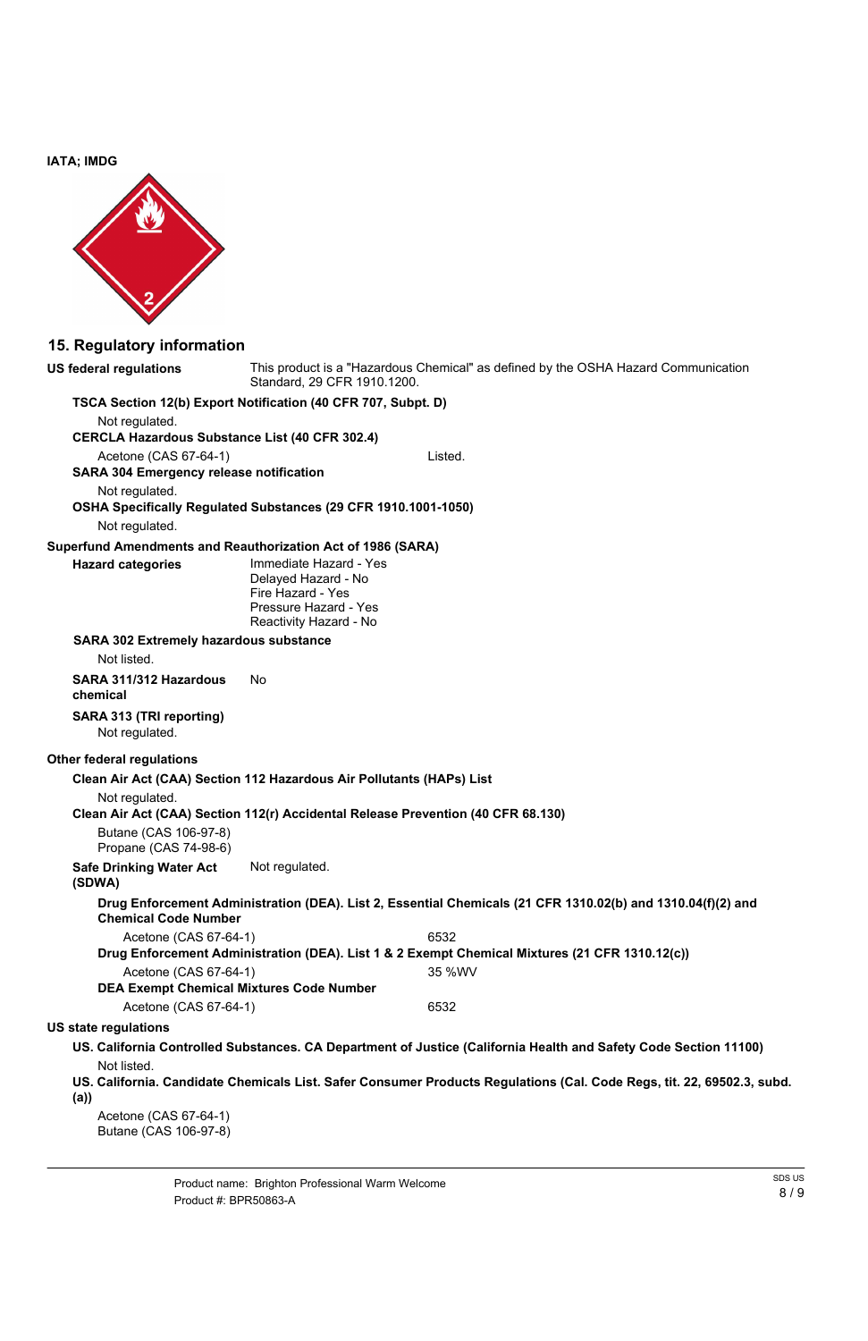**IATA; IMDG**

## 15. Regulatory information

**US federal regulations** This product is a "Hazardous Chemical" as defined by the OSHA Hazard Communication Standard, 29 CFR 1910.1200.

**TSCA Section 12(b) Export Notification (40 CFR 707, Subpt. D)**

Not regulated.

**CERCLA Hazardous Substance List (40 CFR 302.4)**

| | |
|---|---|
| Acetone (CAS 67-64-1) | Listed. |

**SARA 304 Emergency release notification**

Not regulated.

**OSHA Specifically Regulated Substances (29 CFR 1910.1001-1050)**

Not regulated.

**Superfund Amendments and Reauthorization Act of 1986 (SARA)**

**Hazard categories**

Immediate Hazard - Yes
Delayed Hazard - No
Fire Hazard - Yes
Pressure Hazard - Yes
Reactivity Hazard - No

**SARA 302 Extremely hazardous substance**

Not listed.

**SARA 311/312 Hazardous chemical** No

**SARA 313 (TRI reporting)**

Not regulated.

**Other federal regulations**

**Clean Air Act (CAA) Section 112 Hazardous Air Pollutants (HAPs) List**

Not regulated.

**Clean Air Act (CAA) Section 112(r) Accidental Release Prevention (40 CFR 68.130)**

Butane (CAS 106-97-8)
Propane (CAS 74-98-6)

**Safe Drinking Water Act (SDWA)** Not regulated.

**Drug Enforcement Administration (DEA). List 2, Essential Chemicals (21 CFR 1310.02(b) and 1310.04(f)(2) and Chemical Code Number**

| | |
|---|---|
| Acetone (CAS 67-64-1) | 6532 |

**Drug Enforcement Administration (DEA). List 1 & 2 Exempt Chemical Mixtures (21 CFR 1310.12(c))**

| | |
|---|---|
| Acetone (CAS 67-64-1) | 35 %WV |

**DEA Exempt Chemical Mixtures Code Number**

| | |
|---|---|
| Acetone (CAS 67-64-1) | 6532 |

**US state regulations**

**US. California Controlled Substances. CA Department of Justice (California Health and Safety Code Section 11100)**

Not listed.

**US. California. Candidate Chemicals List. Safer Consumer Products Regulations (Cal. Code Regs, tit. 22, 69502.3, subd. (a))**

Acetone (CAS 67-64-1)
Butane (CAS 106-97-8)

Product name: Brighton Professional Warm Welcome
Product #: BPR50863-A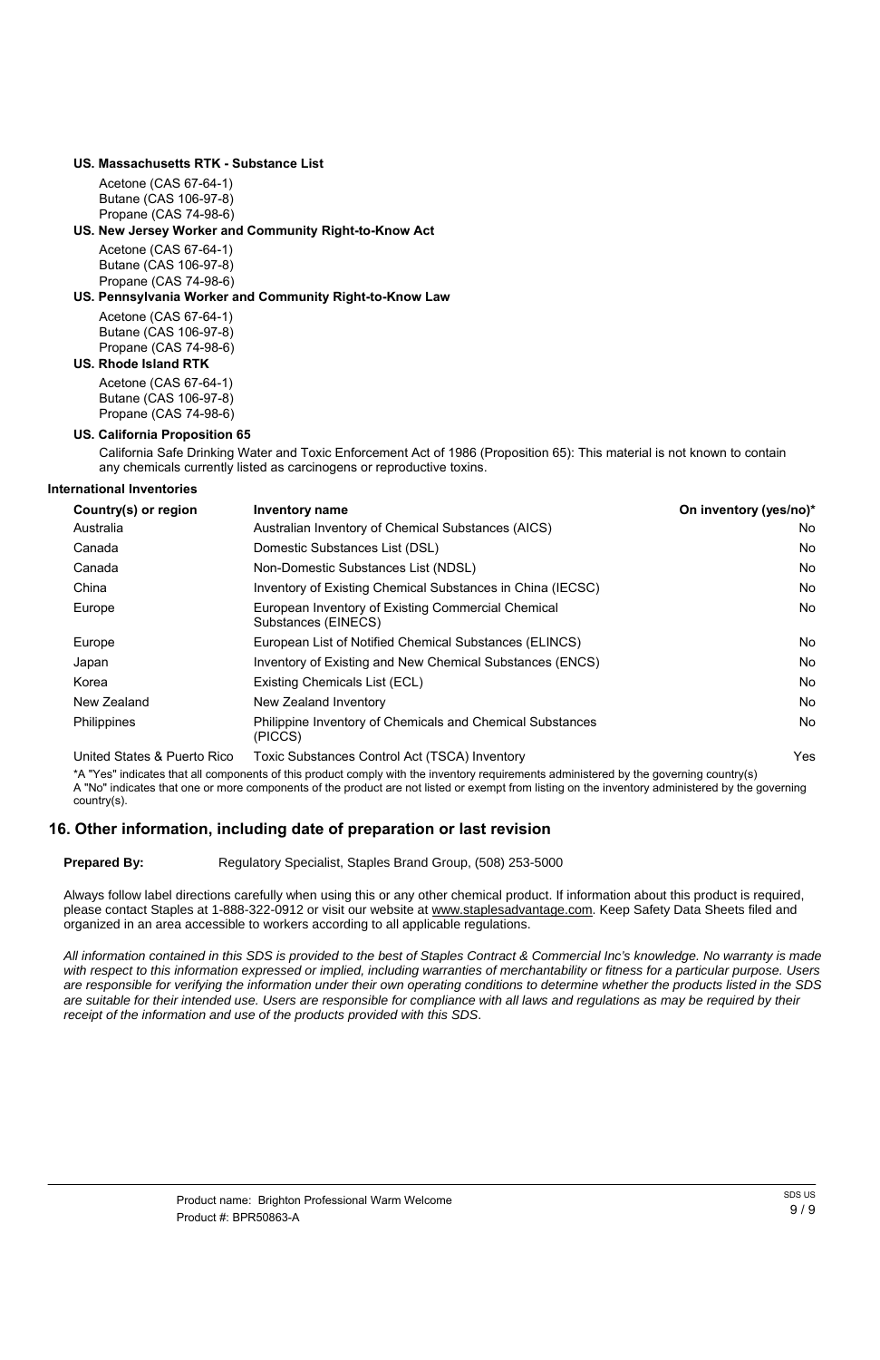**US. Massachusetts RTK - Substance List**

Acetone (CAS 67-64-1)
Butane (CAS 106-97-8)
Propane (CAS 74-98-6)

**US. New Jersey Worker and Community Right-to-Know Act**

Acetone (CAS 67-64-1)
Butane (CAS 106-97-8)
Propane (CAS 74-98-6)

**US. Pennsylvania Worker and Community Right-to-Know Law**

Acetone (CAS 67-64-1)
Butane (CAS 106-97-8)
Propane (CAS 74-98-6)

**US. Rhode Island RTK**

Acetone (CAS 67-64-1)
Butane (CAS 106-97-8)
Propane (CAS 74-98-6)

**US. California Proposition 65**

California Safe Drinking Water and Toxic Enforcement Act of 1986 (Proposition 65): This material is not known to contain any chemicals currently listed as carcinogens or reproductive toxins.

**International Inventories**

| Country(s) or region | Inventory name | On inventory (yes/no)* |
|---|---|---|
| Australia | Australian Inventory of Chemical Substances (AICS) | No |
| Canada | Domestic Substances List (DSL) | No |
| Canada | Non-Domestic Substances List (NDSL) | No |
| China | Inventory of Existing Chemical Substances in China (IECSC) | No |
| Europe | European Inventory of Existing Commercial Chemical Substances (EINECS) | No |
| Europe | European List of Notified Chemical Substances (ELINCS) | No |
| Japan | Inventory of Existing and New Chemical Substances (ENCS) | No |
| Korea | Existing Chemicals List (ECL) | No |
| New Zealand | New Zealand Inventory | No |
| Philippines | Philippine Inventory of Chemicals and Chemical Substances (PICCS) | No |
| United States & Puerto Rico | Toxic Substances Control Act (TSCA) Inventory | Yes |

*A "Yes" indicates that all components of this product comply with the inventory requirements administered by the governing country(s)
A "No" indicates that one or more components of the product are not listed or exempt from listing on the inventory administered by the governing country(s).

## 16. Other information, including date of preparation or last revision

**Prepared By:** Regulatory Specialist, Staples Brand Group, (508) 253-5000

Always follow label directions carefully when using this or any other chemical product. If information about this product is required, please contact Staples at 1-888-322-0912 or visit our website at www.staplesadvantage.com. Keep Safety Data Sheets filed and organized in an area accessible to workers according to all applicable regulations.

*All information contained in this SDS is provided to the best of Staples Contract & Commercial Inc's knowledge. No warranty is made with respect to this information expressed or implied, including warranties of merchantability or fitness for a particular purpose. Users are responsible for verifying the information under their own operating conditions to determine whether the products listed in the SDS are suitable for their intended use. Users are responsible for compliance with all laws and regulations as may be required by their receipt of the information and use of the products provided with this SDS.*